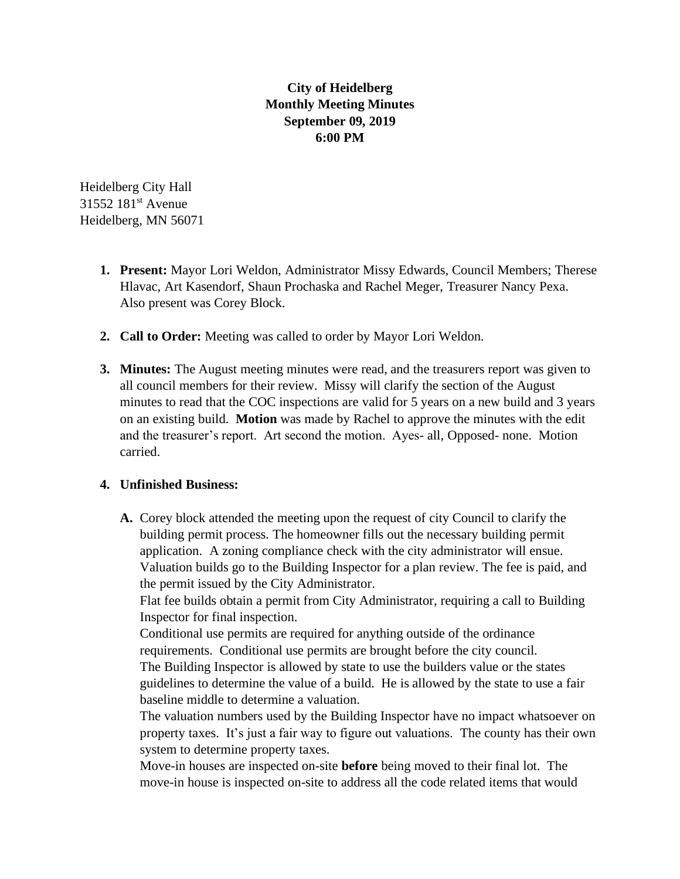**City of Heidelberg**
**Monthly Meeting Minutes**
**September 09, 2019**
**6:00 PM**

Heidelberg City Hall
31552 181st Avenue
Heidelberg, MN 56071

1. **Present:** Mayor Lori Weldon, Administrator Missy Edwards, Council Members; Therese Hlavac, Art Kasendorf, Shaun Prochaska and Rachel Meger, Treasurer Nancy Pexa. Also present was Corey Block.

2. **Call to Order:** Meeting was called to order by Mayor Lori Weldon.

3. **Minutes:** The August meeting minutes were read, and the treasurers report was given to all council members for their review. Missy will clarify the section of the August minutes to read that the COC inspections are valid for 5 years on a new build and 3 years on an existing build. **Motion** was made by Rachel to approve the minutes with the edit and the treasurer's report. Art second the motion. Ayes- all, Opposed- none. Motion carried.

4. **Unfinished Business:**

   **A.** Corey block attended the meeting upon the request of city Council to clarify the building permit process. The homeowner fills out the necessary building permit application. A zoning compliance check with the city administrator will ensue. Valuation builds go to the Building Inspector for a plan review. The fee is paid, and the permit issued by the City Administrator.
   Flat fee builds obtain a permit from City Administrator, requiring a call to Building Inspector for final inspection.
   Conditional use permits are required for anything outside of the ordinance requirements. Conditional use permits are brought before the city council.
   The Building Inspector is allowed by state to use the builders value or the states guidelines to determine the value of a build. He is allowed by the state to use a fair baseline middle to determine a valuation.
   The valuation numbers used by the Building Inspector have no impact whatsoever on property taxes. It's just a fair way to figure out valuations. The county has their own system to determine property taxes.
   Move-in houses are inspected on-site **before** being moved to their final lot. The move-in house is inspected on-site to address all the code related items that would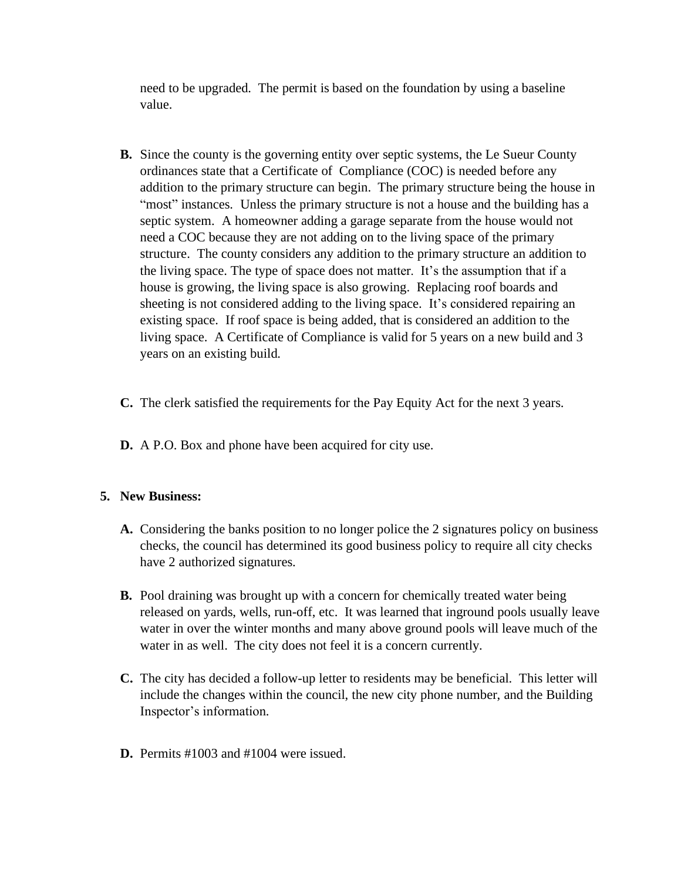need to be upgraded. The permit is based on the foundation by using a baseline value.

B. Since the county is the governing entity over septic systems, the Le Sueur County ordinances state that a Certificate of Compliance (COC) is needed before any addition to the primary structure can begin. The primary structure being the house in "most" instances. Unless the primary structure is not a house and the building has a septic system. A homeowner adding a garage separate from the house would not need a COC because they are not adding on to the living space of the primary structure. The county considers any addition to the primary structure an addition to the living space. The type of space does not matter. It's the assumption that if a house is growing, the living space is also growing. Replacing roof boards and sheeting is not considered adding to the living space. It's considered repairing an existing space. If roof space is being added, that is considered an addition to the living space. A Certificate of Compliance is valid for 5 years on a new build and 3 years on an existing build.

C. The clerk satisfied the requirements for the Pay Equity Act for the next 3 years.

D. A P.O. Box and phone have been acquired for city use.

5. **New Business:**

A. Considering the banks position to no longer police the 2 signatures policy on business checks, the council has determined its good business policy to require all city checks have 2 authorized signatures.

B. Pool draining was brought up with a concern for chemically treated water being released on yards, wells, run-off, etc. It was learned that inground pools usually leave water in over the winter months and many above ground pools will leave much of the water in as well. The city does not feel it is a concern currently.

C. The city has decided a follow-up letter to residents may be beneficial. This letter will include the changes within the council, the new city phone number, and the Building Inspector's information.

D. Permits #1003 and #1004 were issued.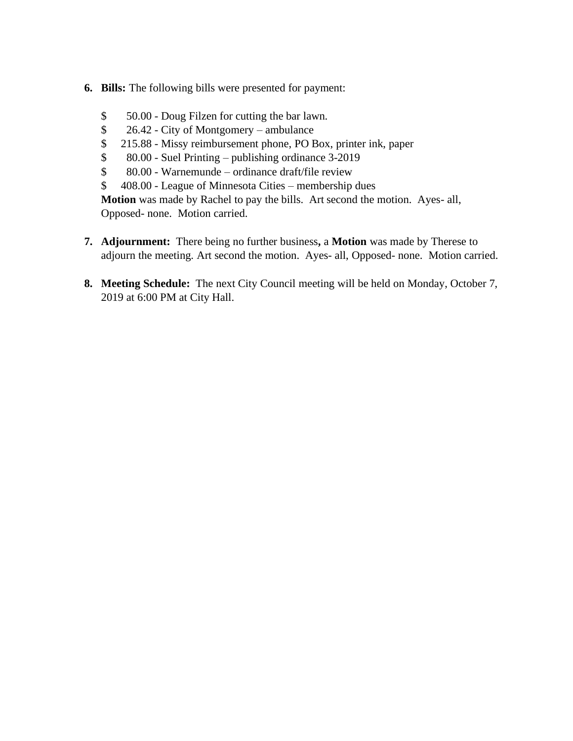6. **Bills:** The following bills were presented for payment:

   $ 50.00 - Doug Filzen for cutting the bar lawn.
   $ 26.42 - City of Montgomery – ambulance
   $ 215.88 - Missy reimbursement phone, PO Box, printer ink, paper
   $ 80.00 - Suel Printing – publishing ordinance 3-2019
   $ 80.00 - Warnemunde – ordinance draft/file review
   $ 408.00 - League of Minnesota Cities – membership dues
   **Motion** was made by Rachel to pay the bills. Art second the motion. Ayes- all, Opposed- none. Motion carried.

7. **Adjournment:** There being no further business**,** a **Motion** was made by Therese to adjourn the meeting. Art second the motion. Ayes- all, Opposed- none. Motion carried.

8. **Meeting Schedule:** The next City Council meeting will be held on Monday, October 7, 2019 at 6:00 PM at City Hall.